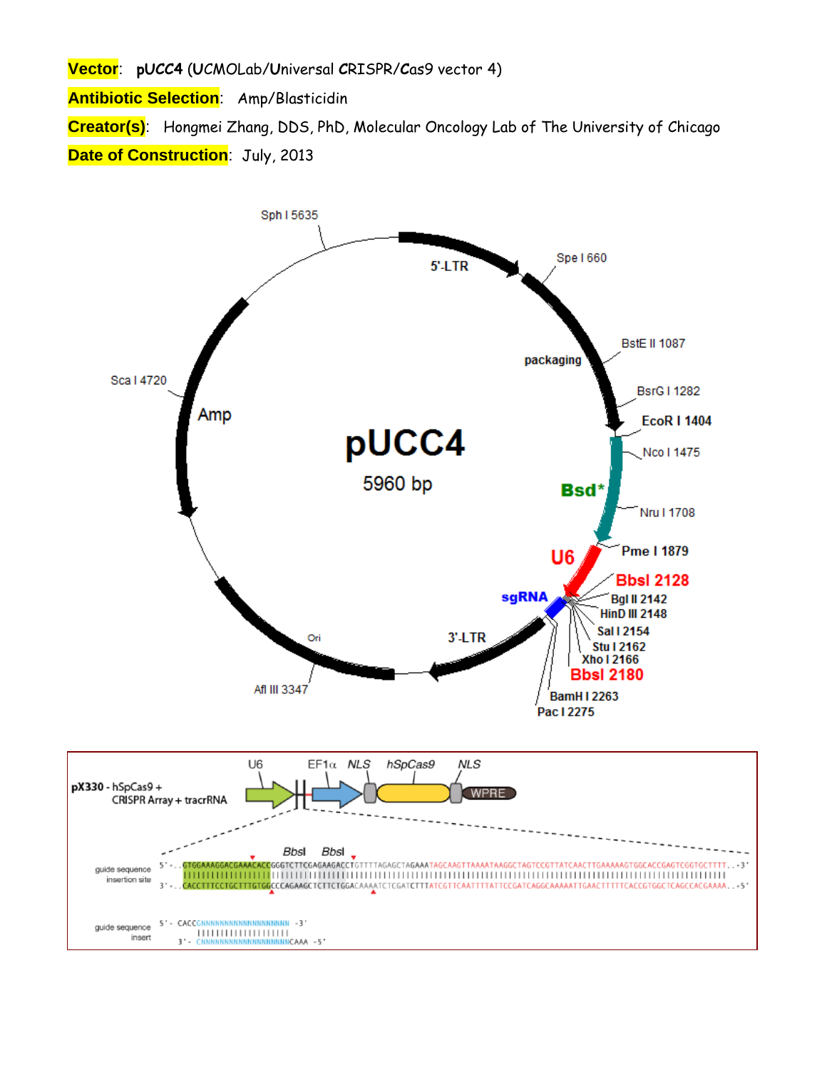**Vector**: **pUCC4** (UCMOLab/Universal CRISPR/Cas9 vector 4)

**Antibiotic Selection**: Amp/Blasticidin

**Creator(s)**: Hongmei Zhang, DDS, PhD, Molecular Oncology Lab of The University of Chicago

**Date of Construction**: July, 2013

pUCC4

5960 bp

5'-LTR, packaging, Bsd*, U6, sgRNA, 3'-LTR, Ori, Amp

Sph I 5635, Spe I 660, BstE II 1087, BsrG I 1282, EcoR I 1404, Nco I 1475, Nru I 1708, Pme I 1879, BbsI 2128, Bgl II 2142, HinD III 2148, Sal I 2154, Stu I 2162, Xho I 2166, BbsI 2180, BamH I 2263, Pac I 2275, Afl III 3347, Sca I 4720

pX330 - hSpCas9 + CRISPR Array + tracrRNA

U6, EF1α, NLS, hSpCas9, NLS, WPRE

guide sequence insertion site

BbsI BbsI

```
5'-..GTGGAAAGGACGAAACACCGGGTCTTCGAGAAGACCTGTTTTAGAGCTAGAAATAGCAAGTTAAAATAAGGCTAGTCCGTTATCAACTTGAAAAAGTGGCACCGAGTCGGTGCTTTT..-3'
3'-..CACCTTTCCTGCTTTGTGGCCCAGAAGCTCTTCTGGACAAAATCTCGATCTTTATCGTTCAATTTTATTCCGATCAGGCAAAATTGAACTTTTTCACCGTGGCTCAGCCACGAAAA..-5'
```

guide sequence insert

```
5'- CACCGNNNNNNNNNNNNNNNNNNN -3'
3'-     CNNNNNNNNNNNNNNNNNNNCAAA -5'
```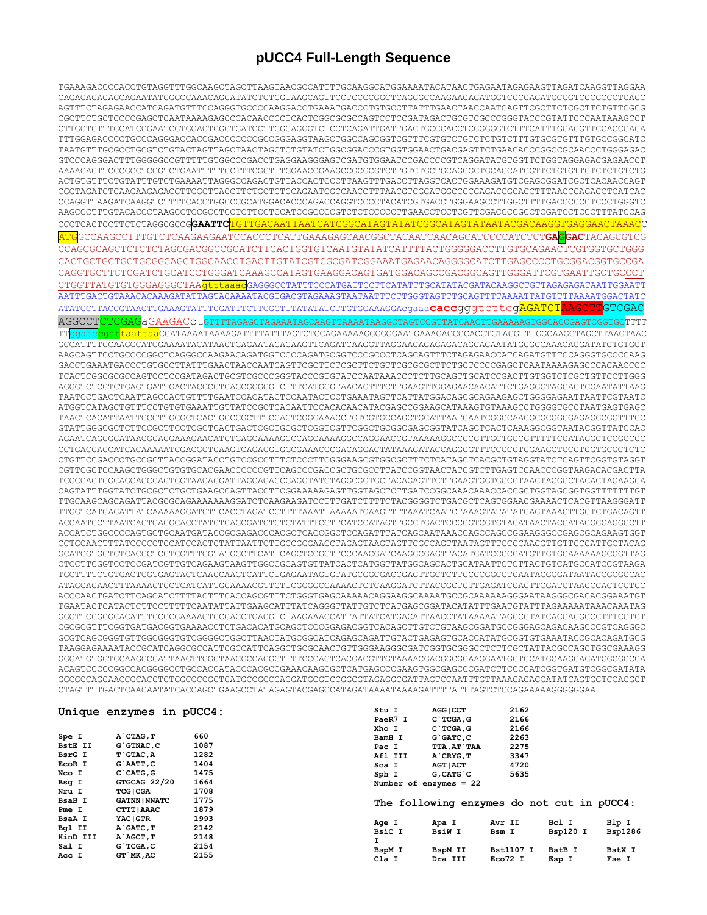# pUCC4 Full-Length Sequence

```
TGAAAGACCCCACCTGTAGGTTTGGCAAGCTAGCTTAAGTAACGCCATTTTGCAAGGCATGGAAAATACATAACTGAGAATAGAGAAGTTAGATCAAGGTTAGGAA
CAGAGAGACAGCAGAATATGGGCCAAACAGGATATCTGTGGTAAGCAGTTCCTCCCCGGCTCAGGGCCAAGAACAGATGGTCCCCAGATGCGGTCCCGCCCTCAGC
AGTTTCTAGAGAACCATCAGATGTTTCCAGGGTGCCCCAAGGACCTGAAATGACCCTGTGCCTTATTTGAACTAACCAATCAGTTCGCTTCTCGCTTCTGTTCGCG
CGCTTCTGCTCCCCGAGCTCAATAAAAGAGCCCACAACCCCTCACTCGGCGCGCCAGTCCTCCGATAGACTGCGTCGCCCGGGTACCCGTATTCCCAATAAAGCCT
CTTGCTGTTTGCATCCGAATCGTGGACTCGCTGATCCTTGGGAGGGTCTCCTCAGATTGATTGACTGCCCACCTCGGGGGTCTTTCATTTGGAGGTTCCACCGAGA
TTTGGAGACCCCTGCCCAGGGACCACCGACCCCCCCGCCGGGAGGTAAGCTGGCCAGCGGTCGTTTCGTGTCTGTCTCTGTCTTTGTGCGTGTTTGTGCCGGCATC
TAATGTTTGCGCCTGCGTCTGTACTAGTTAGCTAACTAGCTCTGTATCTGGCGGACCCGTGGTGGAACTGACGAGTTCTGAACACCCGGCCGCAACCCTGGGAGAC
GTCCCAGGGACTTTGGGGGCCGTTTTTGTGGCCCGACCTGAGGAAGGGAGTCGATGTGGAATCCGACCCCGTCAGGATATGTGGTTCTGGTAGGAGACGAGAACCT
AAAACAGTTCCCGCCTCCGTCTGAATTTTTGCTTTCGGTTTGGAACCGAAGCCGCGCGTCTTGTCTGCTGCAGCGCTGCAGCATCGTTCTGTGTTGTCTCTGTCTG
ACTGTGTTTCTGTATTTGTCTGAAAATTAGGGCCAGACTGTTACCACTCCCTTAAGTTTGACCTTAGGTCACTGGAAAGATGTCGAGCGGATCGCTCACAACCAGT
CGGTAGATGTCAAGAAGAGACGTTGGGTTACCTTCTGCTCTGCAGAATGGCCAACCTTTAACGTCGGATGGCCGCGAGACGGCACCTTTAACCGAGACCTCATCAC
CCAGGTTAAGATCAAGGTCTTTTCACCTGGCCCGCATGGACACCCAGACCAGGTCCCCTACATCGTGACCTGGGAAGCCTTGGCTTTTGACCCCCCTCCCTGGGTC
AAGCCCTTTGTACACCCTAAGCCTCCGCCTCCTCTTCCTCCATCCGCCCCGTCTCTCCCCCTTGAACCTCCTCGTTCGACCCCGCCTCGATCCTCCCTTTATCCAG
CCCTCACTCCTTCTCTAGGCGCCGGAATTCTGTTGACAATTAATCATCGGCATAGTATATCGGCATAGTATAATACGACAAGGTGAGGAACTAAACC
ATGGCCAAGCCTTTGTCTCAAGAAGAATCCACCCTCATTGAAAGAGCAACGGCTACAATCAACAGCATCCCCATCTCTGAGGACTACAGCGTCG
CCAGCGCAGCTCTCTCTAGCGACGGCCGCATCTTCACTGGTGTCAATGTATATCATTTTACTGGGGGACCTTGTGCAGAACTCGTGGTGCTGGG
CACTGCTGCTGCTGCGGCAGCTGGCAACCTGACTTGTATCGTCGCGATCGGAAATGAGAACAGGGGCATCTTGAGCCCCTGCGGACGGTGCCGA
CAGGTGCTTCTCGATCTGCATCCTGGGATCAAAGCCATAGTGAAGGACAGTGATGGACAGCCGACGGCAGTTGGGATTCGTGAATTGCTGCCCT
CTGGTTATGTGTGGGAGGGCTAAgtttaaacGAGGGCCTATTTCCCATGATTCCTTCATATTTGCATATACGATACAAGGCTGTTAGAGAGATAATTGGAATT
AATTTGACTGTAAACACAAAGATATTAGTACAAAATACGTGACGTAGAAAGTAATAATTTCTTGGGTAGTTTGCAGTTTTAAAATTATGTTTTAAAATGGACTATC
ATATGCTTACCGTAACTTGAAAGTATTTCGATTTCTTGGCTTTATATATCTTGTGGAAAGGACgaaacaccgggtcttcgAGATCTAAGCTTGTCGAC
AGGCCTCTCGAGaGAAGACctGTTTTAGAGCTAGAAATAGCAAGTTAAAATAAGGCTAGTCCGTTATCAACTTGAAAAAGTGGCACCGAGTCGGTGCTTTT
TTggatccgattaattaaCGATAAAATAAAAGATTTTATTTAGTCTCCAGAAAAAGGGGGGAATGAAAGACCCCACCTGTAGGTTTGGCAAGCTAGCTTAAGTAAC
GCCATTTTGCAAGGCATGGAAAATACATAACTGAGAATAGAGAAGTTCAGATCAAGGTTAGGAACAGAGAGACAGCAGAATATGGGCCAAACAGGATATCTGTGGT
AAGCAGTTCCTGCCCCGGCTCAGGGCCAAGAACAGATGGTCCCCAGATGCGGTCCCGCCCTCAGCAGTTTCTAGAGAACCATCAGATGTTTCCAGGGTGCCCCAAG
GACCTGAAATGACCCTGTGCCTTATTTGAACTAACCAATCAGTTCGCTTCTCGCTTCTGTTCGCGCGCTTCTGCTCCCCGAGCTCAATAAAAGAGCCCACAACCCC
TCACTCGGCGCGCCAGTCCTCCGATAGACTGCGTCGCCCGGGTACCCGTGTATCCAATAAACCCTCTTGCAGTTGCATCCGACTTGTGGTCTCGCTGTTCCTTGGG
AGGGTCTCCTCTGAGTGATTGACTACCCGTCAGCGGGGGTCTTTCATGGGTAACAGTTTCTTGAAGTTGGAGAACAACATTCTGAGGGTAGGAGTCGAATATTAAG
TAATCCTGACTCAATTAGCCACTGTTTTGAATCCACATACTCCAATACTCCTGAAATAGTTCATTATGGACAGCGCAGAAGAGCTGGGGAGAATTAATTCGTAATC
ATGGTCATAGCTGTTTCCTGTGTGAAATTGTTATCCGCTCACAATTCCACACAACATACGAGCCGGAAGCATAAAGTGTAAAGCCTGGGGTGCCTAATGAGTGAGC
TAACTCACATTAATTGCGTTGCGCTCACTGCCCGCTTTCCAGTCGGGAAACCTGTCGTGCCAGCTGCATTAATGAATCGGCCAACGCGCGGGGAGAGGCGGTTTGC
GTATTGGGCGCTCTTCCGCTTCCTCGCTCACTGACTCGCTGCGCTCGGTCGTTCGGCTGCGGCGAGCGGTATCAGCTCACTCAAAGGCGGTAATACGGTTATCCAC
AGAATCAGGGGATAACGCAGGAAAGAACATGTGAGCAAAAGGCCAGCAAAAGGCCAGGAACCGTAAAAAGGCCGCGTTGCTGGCGTTTTTCCATAGGCTCCGCCCC
CCTGACGAGCATCACAAAAATCGACGCTCAAGTCAGAGGTGGCGAAACCCGACAGGACTATAAAGATACCAGGCGTTTCCCCCTGGAAGCTCCCTCGTGCGCTCTC
CTGTTCCGACCCTGCCGCTTACCGGATACCTGTCCGCCTTTCTCCCTTCGGGAAGCGTGGCGCTTTCTCATAGCTCACGCTGTAGGTATCTCAGTTCGGTGTAGGT
CGTTCGCTCCAAGCTGGGCTGTGTGCACGAACCCCCCGTTCAGCCCGACCGCTGCGCCTTATCCGGTAACTATCGTCTTGAGTCCAACCCGGTAAGACACGACTTA
TCGCCACTGGCAGCAGCCACTGGTAACAGGATTAGCAGAGCGAGGTATGTAGGCGGTGCTACAGAGTTCTTGAAGTGGTGGCCTAACTACGGCTACACTAGAAGGA
CAGTATTTGGTATCTGCGCTCTGCTGAAGCCAGTTACCTTCGGAAAAAGAGTTGGTAGCTCTTGATCCGGCAAACAAACCACCGCTGGTAGCGGTGGTTTTTTTGT
TTGCAAGCAGCAGATTACGCGCAGAAAAAAAGGATCTCAAGAAGATCCTTTGATCTTTTCTACGGGGTCTGACGCTCAGTGGAACGAAAACTCACGTTAAGGGATT
TTGGTCATGAGATTATCAAAAAGGATCTTCACCTAGATCCTTTTAAATTAAAAATGAAGTTTTAAATCAATCTAAAGTATATATGAGTAAACTTGGTCTGACAGTT
ACCAATGCTTAATCAGTGAGGCACCTATCTCAGCGATCTGTCTATTTCGTTCATCCATAGTTGCCTGACTCCCCGTCGTGTAGATAACTACGATACGGGAGGGCTT
ACCATCTGGCCCCAGTGCTGCAATGATACCGCGAGACCCACGCTCACCGGCTCCAGATTTATCAGCAATAAACCAGCCAGCCGGAAGGGCCGAGCGCAGAAGTGGT
CCTGCAACTTTATCCGCCTCCATCCAGTCTATTAATTGTTGCCGGGAAGCTAGAGTAAGTAGTTCGCCAGTTAATAGTTTGCGCAACGTTGTTGCCATTGCTACAG
GCATCGTGGTGTCACGCTCGTCGTTTGGTATGGCTTCATTCAGCTCCGGTTCCCAACGATCAAGGCGAGTTACATGATCCCCCATGTTGTGCAAAAAAGCGGTTAG
CTCCTTCGGTCCTCCGATCGTTGTCAGAAGTAAGTTGGCCGCAGTGTTATCACTCATGGTTATGGCAGCACTGCATAATTCTCTTACTGTCATGCCATCCGTAAGA
TGCTTTTCTGTGACTGGTGAGTACTCAACCAAGTCATTCTGAGAATAGTGTATGCGGCGACCGAGTTGCTCTTGCCCGGCGTCAATACGGGATAATACCGCGCCAC
ATAGCAGAACTTTAAAAGTGCTCATCATTGGAAAACGTTCTTCGGGGCGAAAACTCTCAAGGATCTTACCGCTGTTGAGATCCAGTTCGATGTAACCCACTCGTGC
ACCCAACTGATCTTCAGCATCTTTTACTTTCACCAGCGTTTCTGGGTGAGCAAAAACAGGAAGGCAAAATGCCGCAAAAAAGGGAATAAGGGCGACACGGAAATGT
TGAATACTCATACTCTTCCTTTTTCAATATTATTGAAGCATTTATCAGGGTTATTGTCTCATGAGCGGATACATATTTGAATGTATTTAGAAAAATAAACAAATAG
GGGTTCCGCGCACATTTCCCCGAAAAGTGCCACCTGACGTCTAAGAAACCATTATTATCATGACATTAACCTATAAAAATAGGCGTATCACGAGGCCCTTTCGTCT
CGCGCGTTTCGGTGATGACGGTGAAAACCTCTGACACATGCAGCTCCCGGAGACGGTCACAGCTTGTCTGTAAGCGGATGCCGGGAGCAGACAAGCCCGTCAGGGC
GCGTCAGCGGGTGTTGGCGGGTGTCGGGGCTGGCTTAACTATGCGGCATCAGAGCAGATTGTACTGAGAGTGCACCATATGCGGTGTGAAATACCGCACAGATGCG
TAAGGAGAAAATACCGCATCAGGCGCCATTCGCCATTCAGGCTGCGCAACTGTTGGGAAGGGCGATCGGTGCGGGCCTCTTCGCTATTACGCCAGCTGGCGAAAGG
GGGATGTGCTGCAAGGCGATTAAGTTGGGTAACGCCAGGGTTTTCCCAGTCACGACGTTGTAAAACGACGGCGCAAGGAATGGTGCATGCAAGGAGATGGCGCCCA
ACAGTCCCCCGGCCACGGGGCCTGCCACCATACCCACGCCGAAACAAGCGCTCATGAGCCCGAAGTGGCGAGCCCGATCTTCCCCATCGGTGATGTCGGCGATATA
GGCGCCAGCAACCGCACCTGTGGCGCCGGTGATGCCGGCCACGATGCGTCCGGCGTAGAGGCGATTAGTCCAATTTGTTAAAGACAGGATATCAGTGGTCCAGGCT
CTAGTTTTGACTCAACAATATCACCAGCTGAAGCCTATAGAGTACGAGCCATAGATAAAATAAAAGATTTTATTTAGTCTCCAGAAAAAGGGGGGAA
```

## Unique enzymes in pUCC4:

| Enzyme | Site | Position |
|---|---|---|
| Spe I | A`CTAG,T | 660 |
| BstE II | G`GTNAC,C | 1087 |
| BsrG I | T`GTAC,A | 1282 |
| EcoR I | G`AATT,C | 1404 |
| Nco I | C`CATG,G | 1475 |
| Bsg I | GTGCAG 22/20 | 1664 |
| Nru I | TCG\|CGA | 1708 |
| BsaB I | GATNN\|NNATC | 1775 |
| Pme I | CTTT\|AAAC | 1879 |
| BsaA I | YAC\|GTR | 1993 |
| Bgl II | A`GATC,T | 2142 |
| HinD III | A`AGCT,T | 2148 |
| Sal I | G`TCGA,C | 2154 |
| Acc I | GT`MK,AC | 2155 |
| Stu I | AGG\|CCT | 2162 |
| PaeR7 I | C`TCGA,G | 2166 |
| Xho I | C`TCGA,G | 2166 |
| BamH I | G`GATC,C | 2263 |
| Pac I | TTA,AT`TAA | 2275 |
| Afl III | A`CRYG,T | 3347 |
| Sca I | AGT\|ACT | 4720 |
| Sph I | G,CATG`C | 5635 |

Number of enzymes = 22

## The following enzymes do not cut in pUCC4:

| | | | | |
|---|---|---|---|---|
| Age I | Apa I | Avr II | Bcl I | Blp I |
| BsiC I | BsiW I | Bsm I | Bsp120 I | Bsp1286 I |
| BspM I | BspM II | Bst1107 I | BstB I | BstX I |
| Cla I | Dra III | Eco72 I | Esp I | Fse I |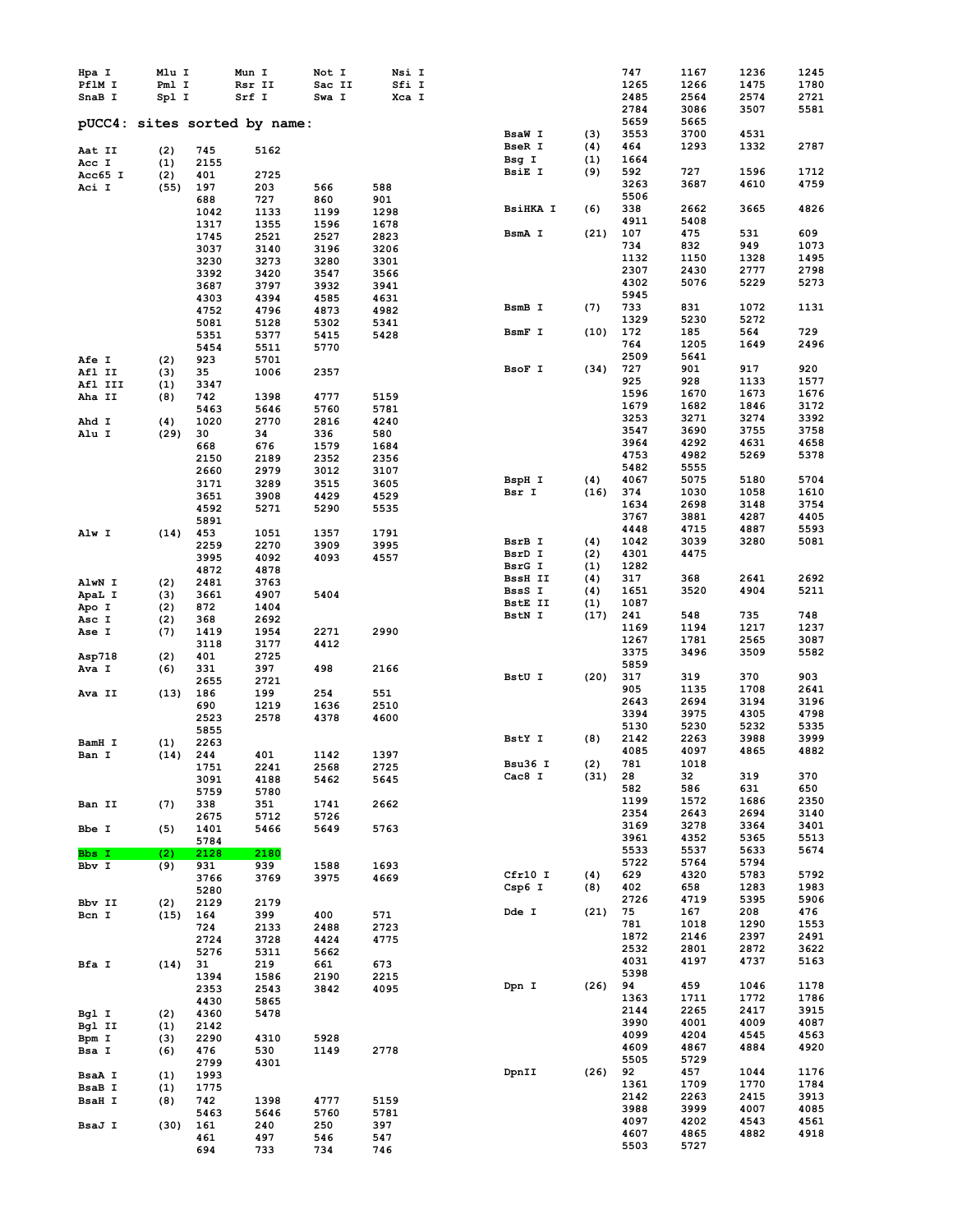| | | | | |
|---|---|---|---|---|
| Hpa I | Mlu I | Mun I | Not I | Nsi I |
| PflM I | Pml I | Rsr II | Sac II | Sfi I |
| SnaB I | Spl I | Srf I | Swa I | Xca I |

## pUCC4: sites sorted by name:

| Enzyme | (n) | | | | |
|---|---|---|---|---|---|
| Aat II | (2) | 745 | 5162 | | |
| Acc I | (1) | 2155 | | | |
| Acc65 I | (2) | 401 | 2725 | | |
| Aci I | (55) | 197 | 203 | 566 | 588 |
| | | 688 | 727 | 860 | 901 |
| | | 1042 | 1133 | 1199 | 1298 |
| | | 1317 | 1355 | 1596 | 1678 |
| | | 1745 | 2521 | 2527 | 2823 |
| | | 3037 | 3140 | 3196 | 3206 |
| | | 3230 | 3273 | 3280 | 3301 |
| | | 3392 | 3420 | 3547 | 3566 |
| | | 3687 | 3797 | 3932 | 3941 |
| | | 4303 | 4394 | 4585 | 4631 |
| | | 4752 | 4796 | 4873 | 4982 |
| | | 5081 | 5128 | 5302 | 5341 |
| | | 5351 | 5377 | 5415 | 5428 |
| | | 5454 | 5511 | 5770 | |
| Afe I | (2) | 923 | 5701 | | |
| Afl II | (3) | 35 | 1006 | 2357 | |
| Afl III | (1) | 3347 | | | |
| Aha II | (8) | 742 | 1398 | 4777 | 5159 |
| | | 5463 | 5646 | 5760 | 5781 |
| Ahd I | (4) | 1020 | 2770 | 2816 | 4240 |
| Alu I | (29) | 30 | 34 | 336 | 580 |
| | | 668 | 676 | 1579 | 1684 |
| | | 2150 | 2189 | 2352 | 2356 |
| | | 2660 | 2979 | 3012 | 3107 |
| | | 3171 | 3289 | 3515 | 3605 |
| | | 3651 | 3908 | 4429 | 4529 |
| | | 4592 | 5271 | 5290 | 5535 |
| | | 5891 | | | |
| Alw I | (14) | 453 | 1051 | 1357 | 1791 |
| | | 2259 | 2270 | 3909 | 3995 |
| | | 3995 | 4092 | 4093 | 4557 |
| | | 4872 | 4878 | | |
| AlwN I | (2) | 2481 | 3763 | | |
| ApaL I | (3) | 3661 | 4907 | 5404 | |
| Apo I | (2) | 872 | 1404 | | |
| Asc I | (2) | 368 | 2692 | | |
| Ase I | (7) | 1419 | 1954 | 2271 | 2990 |
| | | 3118 | 3177 | 4412 | |
| Asp718 | (2) | 401 | 2725 | | |
| Ava I | (6) | 331 | 397 | 498 | 2166 |
| | | 2655 | 2721 | | |
| Ava II | (13) | 186 | 199 | 254 | 551 |
| | | 690 | 1219 | 1636 | 2510 |
| | | 2523 | 2578 | 4378 | 4600 |
| | | 5855 | | | |
| BamH I | (1) | 2263 | | | |
| Ban I | (14) | 244 | 401 | 1142 | 1397 |
| | | 1751 | 2241 | 2568 | 2725 |
| | | 3091 | 4188 | 5462 | 5645 |
| | | 5759 | 5780 | | |
| Ban II | (7) | 338 | 351 | 1741 | 2662 |
| | | 2675 | 5712 | 5726 | |
| Bbe I | (5) | 1401 | 5466 | 5649 | 5763 |
| | | 5784 | | | |
| Bbs I | (2) | 2128 | 2180 | | |
| Bbv I | (9) | 931 | 939 | 1588 | 1693 |
| | | 3766 | 3769 | 3975 | 4669 |
| | | 5280 | | | |
| Bbv II | (2) | 2129 | 2179 | | |
| Bcn I | (15) | 164 | 399 | 400 | 571 |
| | | 724 | 2133 | 2488 | 2723 |
| | | 2724 | 3728 | 4424 | 4775 |
| | | 5276 | 5311 | 5662 | |
| Bfa I | (14) | 31 | 219 | 661 | 673 |
| | | 1394 | 1586 | 2190 | 2215 |
| | | 2353 | 2543 | 3842 | 4095 |
| | | 4430 | 5865 | | |
| Bgl I | (2) | 4360 | 5478 | | |
| Bgl II | (1) | 2142 | | | |
| Bpm I | (3) | 2290 | 4310 | 5928 | |
| Bsa I | (6) | 476 | 530 | 1149 | 2778 |
| | | 2799 | 4301 | | |
| BsaA I | (1) | 1993 | | | |
| BsaB I | (1) | 1775 | | | |
| BsaH I | (8) | 742 | 1398 | 4777 | 5159 |
| | | 5463 | 5646 | 5760 | 5781 |
| BsaJ I | (30) | 161 | 240 | 250 | 397 |
| | | 461 | 497 | 546 | 547 |
| | | 694 | 733 | 734 | 746 |
| | | 747 | 1167 | 1236 | 1245 |
| | | 1265 | 1266 | 1475 | 1780 |
| | | 2485 | 2564 | 2574 | 2721 |
| | | 2784 | 3086 | 3507 | 5581 |
| | | 5659 | 5665 | | |
| BsaW I | (3) | 3553 | 3700 | 4531 | |
| BseR I | (4) | 464 | 1293 | 1332 | 2787 |
| Bsg I | (1) | 1664 | | | |
| BsiE I | (9) | 592 | 727 | 1596 | 1712 |
| | | 3263 | 3687 | 4610 | 4759 |
| | | 5506 | | | |
| BsiHKA I | (6) | 338 | 2662 | 3665 | 4826 |
| | | 4911 | 5408 | | |
| BsmA I | (21) | 107 | 475 | 531 | 609 |
| | | 734 | 832 | 949 | 1073 |
| | | 1132 | 1150 | 1328 | 1495 |
| | | 2307 | 2430 | 2777 | 2798 |
| | | 4302 | 5076 | 5229 | 5273 |
| | | 5945 | | | |
| BsmB I | (7) | 733 | 831 | 1072 | 1131 |
| | | 1329 | 5230 | 5272 | |
| BsmF I | (10) | 172 | 185 | 564 | 729 |
| | | 764 | 1205 | 1649 | 2496 |
| | | 2509 | 5641 | | |
| BsoF I | (34) | 727 | 901 | 917 | 920 |
| | | 925 | 928 | 1133 | 1577 |
| | | 1596 | 1670 | 1673 | 1676 |
| | | 1679 | 1682 | 1846 | 3172 |
| | | 3253 | 3271 | 3274 | 3392 |
| | | 3547 | 3690 | 3755 | 3758 |
| | | 3964 | 4292 | 4631 | 4658 |
| | | 4753 | 4982 | 5269 | 5378 |
| | | 5482 | 5555 | | |
| BspH I | (4) | 4067 | 5075 | 5180 | 5704 |
| Bsr I | (16) | 374 | 1030 | 1058 | 1610 |
| | | 1634 | 2698 | 3148 | 3754 |
| | | 3767 | 3881 | 4287 | 4405 |
| | | 4448 | 4715 | 4887 | 5593 |
| BsrB I | (4) | 1042 | 3039 | 3280 | 5081 |
| BsrD I | (2) | 4301 | 4475 | | |
| BsrG I | (1) | 1282 | | | |
| BssH II | (4) | 317 | 368 | 2641 | 2692 |
| BssS I | (4) | 1651 | 3520 | 4904 | 5211 |
| BstE II | (1) | 1087 | | | |
| BstN I | (17) | 241 | 548 | 735 | 748 |
| | | 1169 | 1194 | 1217 | 1237 |
| | | 1267 | 1781 | 2565 | 3087 |
| | | 3375 | 3496 | 3509 | 5582 |
| | | 5859 | | | |
| BstU I | (20) | 317 | 319 | 370 | 903 |
| | | 905 | 1135 | 1708 | 2641 |
| | | 2643 | 2694 | 3194 | 3196 |
| | | 3394 | 3975 | 4305 | 4798 |
| | | 5130 | 5230 | 5232 | 5335 |
| BstY I | (8) | 2142 | 2263 | 3988 | 3999 |
| | | 4085 | 4097 | 4865 | 4882 |
| Bsu36 I | (2) | 781 | 1018 | | |
| Cac8 I | (31) | 28 | 32 | 319 | 370 |
| | | 582 | 586 | 631 | 650 |
| | | 1199 | 1572 | 1686 | 2350 |
| | | 2354 | 2643 | 2694 | 3140 |
| | | 3169 | 3278 | 3364 | 3401 |
| | | 3961 | 4352 | 5365 | 5513 |
| | | 5533 | 5537 | 5633 | 5674 |
| | | 5722 | 5764 | 5794 | |
| Cfr10 I | (4) | 629 | 4320 | 5783 | 5792 |
| Csp6 I | (8) | 402 | 658 | 1283 | 1983 |
| | | 2726 | 4719 | 5395 | 5906 |
| Dde I | (21) | 75 | 167 | 208 | 476 |
| | | 781 | 1018 | 1290 | 1553 |
| | | 1872 | 2146 | 2397 | 2491 |
| | | 2532 | 2801 | 2872 | 3622 |
| | | 4031 | 4197 | 4737 | 5163 |
| | | 5398 | | | |
| Dpn I | (26) | 94 | 459 | 1046 | 1178 |
| | | 1363 | 1711 | 1772 | 1786 |
| | | 2144 | 2265 | 2417 | 3915 |
| | | 3990 | 4001 | 4009 | 4087 |
| | | 4099 | 4204 | 4545 | 4563 |
| | | 4609 | 4867 | 4884 | 4920 |
| | | 5505 | 5729 | | |
| DpnII | (26) | 92 | 457 | 1044 | 1176 |
| | | 1361 | 1709 | 1770 | 1784 |
| | | 2142 | 2263 | 2415 | 3913 |
| | | 3988 | 3999 | 4007 | 4085 |
| | | 4097 | 4202 | 4543 | 4561 |
| | | 4607 | 4865 | 4882 | 4918 |
| | | 5503 | 5727 | | |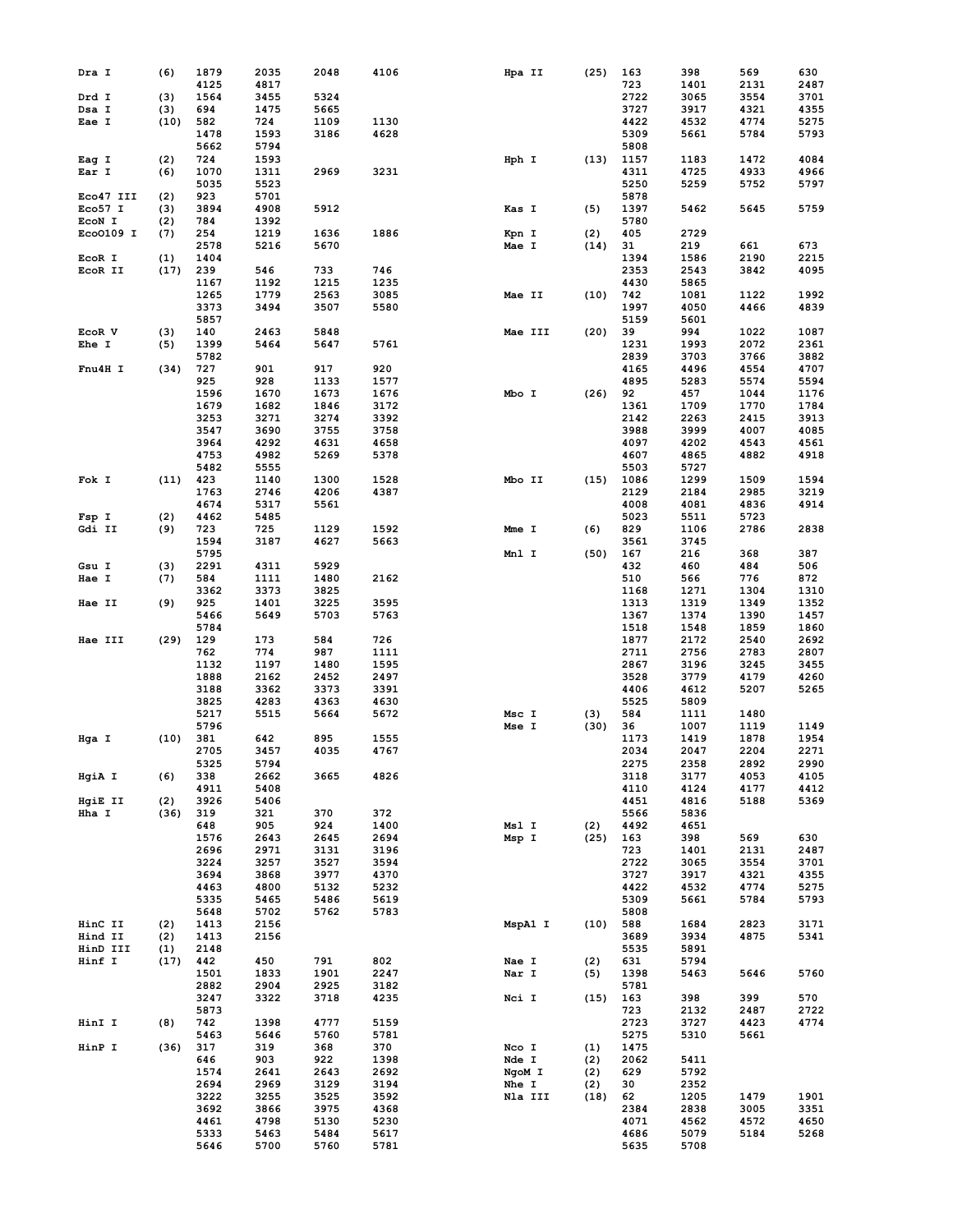| Enzyme | Count | Positions | | | |
|---|---|---|---|---|---|
| Dra I | (6) | 1879 | 2035 | 2048 | 4106 |
| | | 4125 | 4817 | | |
| Drd I | (3) | 1564 | 3455 | 5324 | |
| Dsa I | (3) | 694 | 1475 | 5665 | |
| Eae I | (10) | 582 | 724 | 1109 | 1130 |
| | | 1478 | 1593 | 3186 | 4628 |
| | | 5662 | 5794 | | |
| Eag I | (2) | 724 | 1593 | | |
| Ear I | (6) | 1070 | 1311 | 2969 | 3231 |
| | | 5035 | 5523 | | |
| Eco47 III | (2) | 923 | 5701 | | |
| Eco57 I | (3) | 3894 | 4908 | 5912 | |
| EcoN I | (2) | 784 | 1392 | | |
| EcoO109 I | (7) | 254 | 1219 | 1636 | 1886 |
| | | 2578 | 5216 | 5670 | |
| EcoR I | (1) | 1404 | | | |
| EcoR II | (17) | 239 | 546 | 733 | 746 |
| | | 1167 | 1192 | 1215 | 1235 |
| | | 1265 | 1779 | 2563 | 3085 |
| | | 3373 | 3494 | 3507 | 5580 |
| | | 5857 | | | |
| EcoR V | (3) | 140 | 2463 | 5848 | |
| Ehe I | (5) | 1399 | 5464 | 5647 | 5761 |
| | | 5782 | | | |
| Fnu4H I | (34) | 727 | 901 | 917 | 920 |
| | | 925 | 928 | 1133 | 1577 |
| | | 1596 | 1670 | 1673 | 1676 |
| | | 1679 | 1682 | 1846 | 3172 |
| | | 3253 | 3271 | 3274 | 3392 |
| | | 3547 | 3690 | 3755 | 3758 |
| | | 3964 | 4292 | 4631 | 4658 |
| | | 4753 | 4982 | 5269 | 5378 |
| | | 5482 | 5555 | | |
| Fok I | (11) | 423 | 1140 | 1300 | 1528 |
| | | 1763 | 2746 | 4206 | 4387 |
| | | 4674 | 5317 | 5561 | |
| Fsp I | (2) | 4462 | 5485 | | |
| Gdi II | (9) | 723 | 725 | 1129 | 1592 |
| | | 1594 | 3187 | 4627 | 5663 |
| | | 5795 | | | |
| Gsu I | (3) | 2291 | 4311 | 5929 | |
| Hae I | (7) | 584 | 1111 | 1480 | 2162 |
| | | 3362 | 3373 | 3825 | |
| Hae II | (9) | 925 | 1401 | 3225 | 3595 |
| | | 5466 | 5649 | 5703 | 5763 |
| | | 5784 | | | |
| Hae III | (29) | 129 | 173 | 584 | 726 |
| | | 762 | 774 | 987 | 1111 |
| | | 1132 | 1197 | 1480 | 1595 |
| | | 1888 | 2162 | 2452 | 2497 |
| | | 3188 | 3362 | 3373 | 3391 |
| | | 3825 | 4283 | 4363 | 4630 |
| | | 5217 | 5515 | 5664 | 5672 |
| | | 5796 | | | |
| Hga I | (10) | 381 | 642 | 895 | 1555 |
| | | 2705 | 3457 | 4035 | 4767 |
| | | 5325 | 5794 | | |
| HgiA I | (6) | 338 | 2662 | 3665 | 4826 |
| | | 4911 | 5408 | | |
| HgiE II | (2) | 3926 | 5406 | | |
| Hha I | (36) | 319 | 321 | 370 | 372 |
| | | 648 | 905 | 924 | 1400 |
| | | 1576 | 2643 | 2645 | 2694 |
| | | 2696 | 2971 | 3131 | 3196 |
| | | 3224 | 3257 | 3527 | 3594 |
| | | 3694 | 3868 | 3977 | 4370 |
| | | 4463 | 4800 | 5132 | 5232 |
| | | 5335 | 5465 | 5486 | 5619 |
| | | 5648 | 5702 | 5762 | 5783 |
| HinC II | (2) | 1413 | 2156 | | |
| Hind II | (2) | 1413 | 2156 | | |
| HinD III | (1) | 2148 | | | |
| Hinf I | (17) | 442 | 450 | 791 | 802 |
| | | 1501 | 1833 | 1901 | 2247 |
| | | 2882 | 2904 | 2925 | 3182 |
| | | 3247 | 3322 | 3718 | 4235 |
| | | 5873 | | | |
| HinI I | (8) | 742 | 1398 | 4777 | 5159 |
| | | 5463 | 5646 | 5760 | 5781 |
| HinP I | (36) | 317 | 319 | 368 | 370 |
| | | 646 | 903 | 922 | 1398 |
| | | 1574 | 2641 | 2643 | 2692 |
| | | 2694 | 2969 | 3129 | 3194 |
| | | 3222 | 3255 | 3525 | 3592 |
| | | 3692 | 3866 | 3975 | 4368 |
| | | 4461 | 4798 | 5130 | 5230 |
| | | 5333 | 5463 | 5484 | 5617 |
| | | 5646 | 5700 | 5760 | 5781 |
| Hpa II | (25) | 163 | 398 | 569 | 630 |
| | | 723 | 1401 | 2131 | 2487 |
| | | 2722 | 3065 | 3554 | 3701 |
| | | 3727 | 3917 | 4321 | 4355 |
| | | 4422 | 4532 | 4774 | 5275 |
| | | 5309 | 5661 | 5784 | 5793 |
| | | 5808 | | | |
| Hph I | (13) | 1157 | 1183 | 1472 | 4084 |
| | | 4311 | 4725 | 4933 | 4966 |
| | | 5250 | 5259 | 5752 | 5797 |
| | | 5878 | | | |
| Kas I | (5) | 1397 | 5462 | 5645 | 5759 |
| | | 5780 | | | |
| Kpn I | (2) | 405 | 2729 | | |
| Mae I | (14) | 31 | 219 | 661 | 673 |
| | | 1394 | 1586 | 2190 | 2215 |
| | | 2353 | 2543 | 3842 | 4095 |
| | | 4430 | 5865 | | |
| Mae II | (10) | 742 | 1081 | 1122 | 1992 |
| | | 1997 | 4050 | 4466 | 4839 |
| | | 5159 | 5601 | | |
| Mae III | (20) | 39 | 994 | 1022 | 1087 |
| | | 1231 | 1993 | 2072 | 2361 |
| | | 2839 | 3703 | 3766 | 3882 |
| | | 4165 | 4496 | 4554 | 4707 |
| | | 4895 | 5283 | 5574 | 5594 |
| Mbo I | (26) | 92 | 457 | 1044 | 1176 |
| | | 1361 | 1709 | 1770 | 1784 |
| | | 2142 | 2263 | 2415 | 3913 |
| | | 3988 | 3999 | 4007 | 4085 |
| | | 4097 | 4202 | 4543 | 4561 |
| | | 4607 | 4865 | 4882 | 4918 |
| | | 5503 | 5727 | | |
| Mbo II | (15) | 1086 | 1299 | 1509 | 1594 |
| | | 2129 | 2184 | 2985 | 3219 |
| | | 4008 | 4081 | 4836 | 4914 |
| | | 5023 | 5511 | 5723 | |
| Mme I | (6) | 829 | 1106 | 2786 | 2838 |
| | | 3561 | 3745 | | |
| Mnl I | (50) | 167 | 216 | 368 | 387 |
| | | 432 | 460 | 484 | 506 |
| | | 510 | 566 | 776 | 872 |
| | | 1168 | 1271 | 1304 | 1310 |
| | | 1313 | 1319 | 1349 | 1352 |
| | | 1367 | 1374 | 1390 | 1457 |
| | | 1518 | 1548 | 1859 | 1860 |
| | | 1877 | 2172 | 2540 | 2692 |
| | | 2711 | 2756 | 2783 | 2807 |
| | | 2867 | 3196 | 3245 | 3455 |
| | | 3528 | 3779 | 4179 | 4260 |
| | | 4406 | 4612 | 5207 | 5265 |
| | | 5525 | 5809 | | |
| Msc I | (3) | 584 | 1111 | 1480 | |
| Mse I | (30) | 36 | 1007 | 1119 | 1149 |
| | | 1173 | 1419 | 1878 | 1954 |
| | | 2034 | 2047 | 2204 | 2271 |
| | | 2275 | 2358 | 2892 | 2990 |
| | | 3118 | 3177 | 4053 | 4105 |
| | | 4110 | 4124 | 4177 | 4412 |
| | | 4451 | 4816 | 5188 | 5369 |
| | | 5566 | 5836 | | |
| Msl I | (2) | 4492 | 4651 | | |
| Msp I | (25) | 163 | 398 | 569 | 630 |
| | | 723 | 1401 | 2131 | 2487 |
| | | 2722 | 3065 | 3554 | 3701 |
| | | 3727 | 3917 | 4321 | 4355 |
| | | 4422 | 4532 | 4774 | 5275 |
| | | 5309 | 5661 | 5784 | 5793 |
| | | 5808 | | | |
| MspA1 I | (10) | 588 | 1684 | 2823 | 3171 |
| | | 3689 | 3934 | 4875 | 5341 |
| | | 5535 | 5891 | | |
| Nae I | (2) | 631 | 5794 | | |
| Nar I | (5) | 1398 | 5463 | 5646 | 5760 |
| | | 5781 | | | |
| Nci I | (15) | 163 | 398 | 399 | 570 |
| | | 723 | 2132 | 2487 | 2722 |
| | | 2723 | 3727 | 4423 | 4774 |
| | | 5275 | 5310 | 5661 | |
| Nco I | (1) | 1475 | | | |
| Nde I | (2) | 2062 | 5411 | | |
| NgoM I | (2) | 629 | 5792 | | |
| Nhe I | (2) | 30 | 2352 | | |
| Nla III | (18) | 62 | 1205 | 1479 | 1901 |
| | | 2384 | 2838 | 3005 | 3351 |
| | | 4071 | 4562 | 4572 | 4650 |
| | | 4686 | 5079 | 5184 | 5268 |
| | | 5635 | 5708 | | |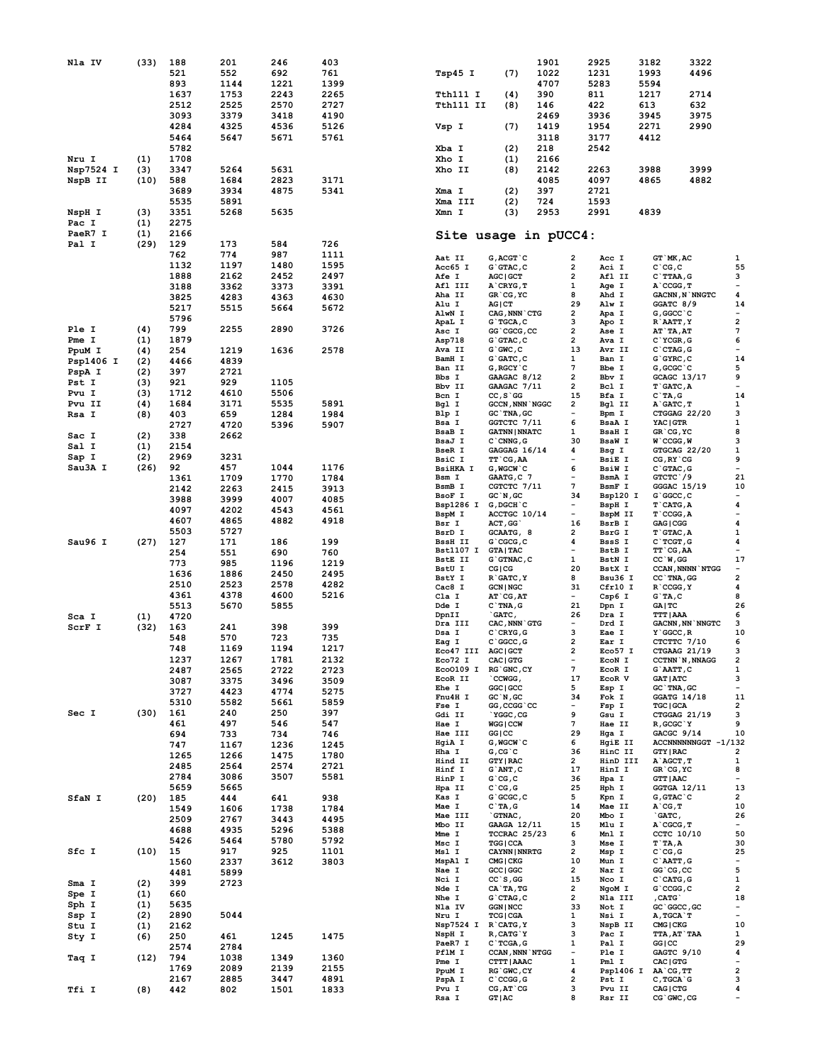| Enzyme | Count | Positions | | | |
|---|---|---|---|---|---|
| Nla IV | (33) | 188 | 201 | 246 | 403 |
| | | 521 | 552 | 692 | 761 |
| | | 893 | 1144 | 1221 | 1399 |
| | | 1637 | 1753 | 2243 | 2265 |
| | | 2512 | 2525 | 2570 | 2727 |
| | | 3093 | 3379 | 3418 | 4190 |
| | | 4284 | 4325 | 4536 | 5126 |
| | | 5464 | 5647 | 5671 | 5761 |
| | | 5782 | | | |
| Nru I | (1) | 1708 | | | |
| Nsp7524 I | (3) | 3347 | 5264 | 5631 | |
| NspB II | (10) | 588 | 1684 | 2823 | 3171 |
| | | 3689 | 3934 | 4875 | 5341 |
| | | 5535 | 5891 | | |
| NspH I | (3) | 3351 | 5268 | 5635 | |
| Pac I | (1) | 2275 | | | |
| PaeR7 I | (1) | 2166 | | | |
| Pal I | (29) | 129 | 173 | 584 | 726 |
| | | 762 | 774 | 987 | 1111 |
| | | 1132 | 1197 | 1480 | 1595 |
| | | 1888 | 2162 | 2452 | 2497 |
| | | 3188 | 3362 | 3373 | 3391 |
| | | 3825 | 4283 | 4363 | 4630 |
| | | 5217 | 5515 | 5664 | 5672 |
| | | 5796 | | | |
| Ple I | (4) | 799 | 2255 | 2890 | 3726 |
| Pme I | (1) | 1879 | | | |
| PpuM I | (4) | 254 | 1219 | 1636 | 2578 |
| Psp1406 I | (2) | 4466 | 4839 | | |
| PspA I | (2) | 397 | 2721 | | |
| Pst I | (3) | 921 | 929 | 1105 | |
| Pvu I | (3) | 1712 | 4610 | 5506 | |
| Pvu II | (4) | 1684 | 3171 | 5535 | 5891 |
| Rsa I | (8) | 403 | 659 | 1284 | 1984 |
| | | 2727 | 4720 | 5396 | 5907 |
| Sac I | (2) | 338 | 2662 | | |
| Sal I | (1) | 2154 | | | |
| Sap I | (2) | 2969 | 3231 | | |
| Sau3A I | (26) | 92 | 457 | 1044 | 1176 |
| | | 1361 | 1709 | 1770 | 1784 |
| | | 2142 | 2263 | 2415 | 3913 |
| | | 3988 | 3999 | 4007 | 4085 |
| | | 4097 | 4202 | 4543 | 4561 |
| | | 4607 | 4865 | 4882 | 4918 |
| | | 5503 | 5727 | | |
| Sau96 I | (27) | 127 | 171 | 186 | 199 |
| | | 254 | 551 | 690 | 760 |
| | | 773 | 985 | 1196 | 1219 |
| | | 1636 | 1886 | 2450 | 2495 |
| | | 2510 | 2523 | 2578 | 4282 |
| | | 4361 | 4378 | 4600 | 5216 |
| | | 5513 | 5670 | 5855 | |
| Sca I | (1) | 4720 | | | |
| ScrF I | (32) | 163 | 241 | 398 | 399 |
| | | 548 | 570 | 723 | 735 |
| | | 748 | 1169 | 1194 | 1217 |
| | | 1237 | 1267 | 1781 | 2132 |
| | | 2487 | 2565 | 2722 | 2723 |
| | | 3087 | 3375 | 3496 | 3509 |
| | | 3727 | 4423 | 4774 | 5275 |
| | | 5310 | 5582 | 5661 | 5859 |
| Sec I | (30) | 161 | 240 | 250 | 397 |
| | | 461 | 497 | 546 | 547 |
| | | 694 | 733 | 734 | 746 |
| | | 747 | 1167 | 1236 | 1245 |
| | | 1265 | 1266 | 1475 | 1780 |
| | | 2485 | 2564 | 2574 | 2721 |
| | | 2784 | 3086 | 3507 | 5581 |
| | | 5659 | 5665 | | |
| SfaN I | (20) | 185 | 444 | 641 | 938 |
| | | 1549 | 1606 | 1738 | 1784 |
| | | 2509 | 2767 | 3443 | 4495 |
| | | 4688 | 4935 | 5296 | 5388 |
| | | 5426 | 5464 | 5780 | 5792 |
| Sfc I | (10) | 15 | 917 | 925 | 1101 |
| | | 1560 | 2337 | 3612 | 3803 |
| | | 4481 | 5899 | | |
| Sma I | (2) | 399 | 2723 | | |
| Spe I | (1) | 660 | | | |
| Sph I | (1) | 5635 | | | |
| Ssp I | (2) | 2890 | 5044 | | |
| Stu I | (1) | 2162 | | | |
| Sty I | (6) | 250 | 461 | 1245 | 1475 |
| | | 2574 | 2784 | | |
| Taq I | (12) | 794 | 1038 | 1349 | 1360 |
| | | 1769 | 2089 | 2139 | 2155 |
| | | 2167 | 2885 | 3447 | 4891 |
| Tfi I | (8) | 442 | 802 | 1501 | 1833 |
| | | 1901 | 2925 | 3182 | 3322 |
| Tsp45 I | (7) | 1022 | 1231 | 1993 | 4496 |
| | | 4707 | 5283 | 5594 | |
| Tth111 I | (4) | 390 | 811 | 1217 | 2714 |
| Tth111 II | (8) | 146 | 422 | 613 | 632 |
| | | 2469 | 3936 | 3945 | 3975 |
| Vsp I | (7) | 1419 | 1954 | 2271 | 2990 |
| | | 3118 | 3177 | 4412 | |
| Xba I | (2) | 218 | 2542 | | |
| Xho I | (1) | 2166 | | | |
| Xho II | (8) | 2142 | 2263 | 3988 | 3999 |
| | | 4085 | 4097 | 4865 | 4882 |
| Xma I | (2) | 397 | 2721 | | |
| Xma III | (2) | 724 | 1593 | | |
| Xmn I | (3) | 2953 | 2991 | 4839 | |

## Site usage in pUCC4:

| Enzyme | Site | Count | Enzyme | Site | Count |
|---|---|---|---|---|---|
| Aat II | G,ACGT`C | 2 | Acc I | GT`MK,AC | 1 |
| Acc65 I | G`GTAC,C | 2 | Aci I | C`CG,C | 55 |
| Afe I | AGC\|GCT | 2 | Afl II | C`TTAA,G | 3 |
| Afl III | A`CRYG,T | 1 | Age I | A`CCGG,T | - |
| Aha II | GR`CG,YC | 8 | Ahd I | GACNN,N`NNGTC | 4 |
| Alu I | AG\|CT | 29 | Alw I | GGATC 8/9 | 14 |
| AlwN I | CAG,NNN`CTG | 2 | Apa I | G,GGCC`C | - |
| ApaL I | G`TGCA,C | 3 | Apo I | R`AATT,Y | 2 |
| Asc I | GG`CGCG,CC | 2 | Ase I | AT`TA,AT | 7 |
| Asp718 | G`GTAC,C | 2 | Ava I | C`YCGR,G | 6 |
| Ava II | G`GWC,C | 13 | Avr II | C`CTAG,G | - |
| BamH I | G`GATC,C | 1 | Ban I | G`GYRC,C | 14 |
| Ban II | G,RGCY`C | 7 | Bbe I | G,GCGC`C | 5 |
| Bbs I | GAAGAC 8/12 | 2 | Bbv I | GCAGC 13/17 | 9 |
| Bbv II | GAAGAC 7/11 | 2 | Bcl I | T`GATC,A | - |
| Bcn I | CC,S`GG | 15 | Bfa I | C`TA,G | 14 |
| Bgl I | GCCN,NNN`NGGC | 2 | Bgl II | A`GATC,T | 1 |
| Blp I | GC`TNA,GC | - | Bpm I | CTGGAG 22/20 | 3 |
| Bsa I | GGTCTC 7/11 | 6 | BsaA I | YAC\|GTR | 1 |
| BsaB I | GATNN\|NNATC | 1 | BsaH I | GR`CG,YC | 8 |
| BsaJ I | C`CNNG,G | 30 | BsaW I | W`CCGG,W | 3 |
| BseR I | GAGGAG 16/14 | 4 | Bsg I | GTGCAG 22/20 | 1 |
| BsiC I | TT`CG,AA | - | BsiE I | CG,RY`CG | 9 |
| BsiHKA I | G,WGCW`C | 6 | BsiW I | C`GTAC,G | - |
| Bsm I | GAATG,C 7 | - | BsmA I | GTCTC`/9 | 21 |
| BsmB I | CGTCTC 7/11 | 7 | BsmF I | GGGAC 15/19 | 10 |
| BsoF I | GC`N,GC | 34 | Bsp120 I | G`GGCC,C | - |
| Bsp1286 I | G,DGCH`C | - | BspH I | T`CATG,A | 4 |
| BspM I | ACCTGC 10/14 | - | BspM II | T`CCGG,A | - |
| Bsr I | ACT,GG` | 16 | BsrB I | GAG\|CGG | 4 |
| BsrD I | GCAATG, 8 | 2 | BsrG I | T`GTAC,A | 1 |
| BssH II | G`CGCG,C | 4 | BssS I | C`TCGT,G | 4 |
| Bst1107 I | GTA\|TAC | - | BstB I | TT`CG,AA | - |
| BstE II | G`GTNAC,C | 1 | BstN I | CC`W,GG | 17 |
| BstU I | CG\|CG | 20 | BstX I | CCAN,NNNN`NTGG | - |
| BstY I | R`GATC,Y | 8 | Bsu36 I | CC`TNA,GG | 2 |
| Cac8 I | GCN\|NGC | 31 | Cfr10 I | R`CCGG,Y | 4 |
| Cla I | AT`CG,AT | - | Csp6 I | G`TA,C | 8 |
| Dde I | C`TNA,G | 21 | Dpn I | GA\|TC | 26 |
| DpnII | `GATC, | 26 | Dra I | TTT\|AAA | 6 |
| Dra III | CAC,NNN`GTG | - | Drd I | GACNN,NN`NNGTC | 3 |
| Dsa I | C`CRYG,G | 3 | Eae I | Y`GGCC,R | 10 |
| Eag I | C`GGCC,G | 2 | Ear I | CTCTTC 7/10 | 6 |
| Eco47 III | AGC\|GCT | 2 | Eco57 I | CTGAAG 21/19 | 3 |
| Eco72 I | CAC\|GTG | - | EcoN I | CCTNN`N,NNAGG | 2 |
| EcoO109 I | RG`GNC,CY | 7 | EcoR I | G`AATT,C | 1 |
| EcoR II | `CCWGG, | 17 | EcoR V | GAT\|ATC | 3 |
| Ehe I | GGC\|GCC | 5 | Esp I | GC`TNA,GC | - |
| Fnu4H I | GC`N,GC | 34 | Fok I | GGATG 14/18 | 11 |
| Fse I | GG,CCGG`CC | - | Fsp I | TGC\|GCA | 2 |
| Gdi II | `YGGC,CG | 9 | Gsu I | CTGGAG 21/19 | 3 |
| Hae I | WGG\|CCW | 7 | Hae II | R,GCGC`Y | 9 |
| Hae III | GG\|CC | 29 | Hga I | GACGC 9/14 | 10 |
| HgiA I | G,WGCW`C | 6 | HgiE II | ACCNNNNNNGGT -1/132 | |
| Hha I | G,CG`C | 36 | HinC II | GTY\|RAC | 2 |
| Hind II | GTY\|RAC | 2 | HinD III | A`AGCT,T | 1 |
| Hinf I | G`ANT,C | 17 | HinI I | GR`CG,YC | 8 |
| HinP I | G`CG,C | 36 | Hpa I | GTT\|AAC | - |
| Hpa II | C`CG,G | 25 | Hph I | GGTGA 12/11 | 13 |
| Kas I | G`GCGC,C | 5 | Kpn I | G,GTAC`C | 2 |
| Mae I | C`TA,G | 14 | Mae II | A`CG,T | 10 |
| Mae III | `GTNAC, | 20 | Mbo I | `GATC, | 26 |
| Mbo II | GAAGA 12/11 | 15 | Mlu I | A`CGCG,T | - |
| Mme I | TCCRAC 25/23 | 6 | Mnl I | CCTC 10/10 | 50 |
| Msc I | TGG\|CCA | 3 | Mse I | T`TA,A | 30 |
| Msl I | CAYNN\|NNRTG | 2 | Msp I | C`CG,G | 25 |
| MspA1 I | CMG\|CKG | 10 | Mun I | C`AATT,G | - |
| Nae I | GCC\|GGC | 2 | Nar I | GG`CG,CC | 5 |
| Nci I | CC`S,GG | 15 | Nco I | C`CATG,G | 1 |
| Nde I | CA`TA,TG | 2 | NgoM I | G`CCGG,C | 2 |
| Nhe I | G`CTAG,C | 2 | Nla III | ,CATG` | 18 |
| Nla IV | GGN\|NCC | 33 | Not I | GC`GGCC,GC | - |
| Nru I | TCG\|CGA | 1 | Nsi I | A,TGCA`T | - |
| Nsp7524 I | R`CATG,Y | 3 | NspB II | CMG\|CKG | 10 |
| NspH I | R,CATG`Y | 3 | Pac I | TTA,AT`TAA | 1 |
| PaeR7 I | C`TCGA,G | 1 | Pal I | GG\|CC | 29 |
| PflM I | CCAN,NNN`NTGG | - | Ple I | GAGTC 9/10 | 4 |
| Pme I | CTTT\|AAAC | 1 | Pml I | CAC\|GTG | - |
| PpuM I | RG`GWC,CY | 4 | Psp1406 I | AA`CG,TT | 2 |
| PspA I | C`CCGG,G | 2 | Pst I | C,TGCA`G | 3 |
| Pvu I | CG,AT`CG | 3 | Pvu II | CAG\|CTG | 4 |
| Rsa I | GT\|AC | 8 | Rsr II | CG`GWC,CG | - |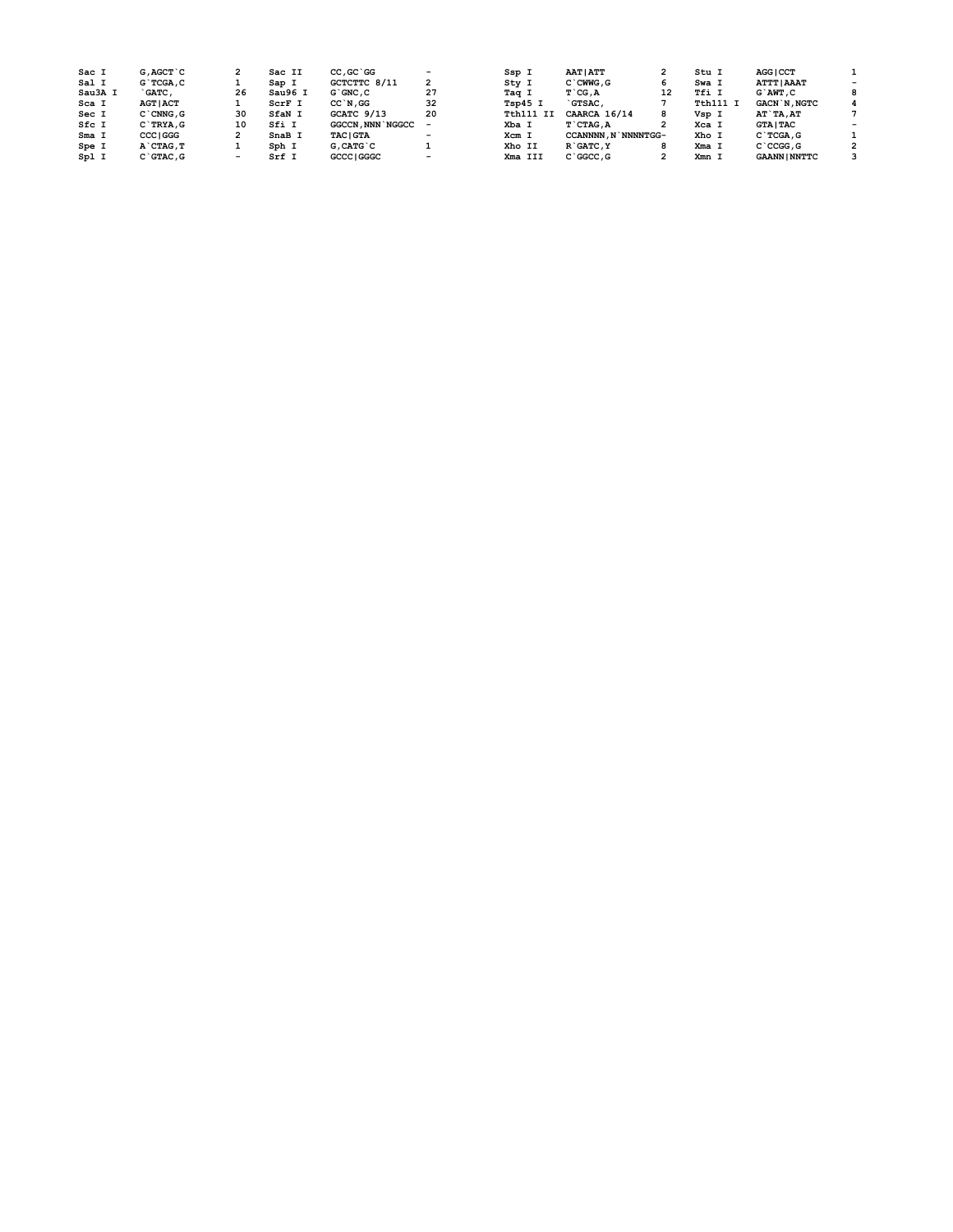| | | | | | | | | | | | |
|---|---|---|---|---|---|---|---|---|---|---|---|
| Sac I | G,AGCT`C | 2 | Sac II | CC,GC`GG | - | Ssp I | AAT\|ATT | 2 | Stu I | AGG\|CCT | 1 |
| Sal I | G`TCGA,C | 1 | Sap I | GCTCTTC 8/11 | 2 | Sty I | C`CWWG,G | 6 | Swa I | ATTT\|AAAT | - |
| Sau3A I | `GATC, | 26 | Sau96 I | G`GNC,C | 27 | Taq I | T`CG,A | 12 | Tfi I | G`AWT,C | 8 |
| Sca I | AGT\|ACT | 1 | ScrF I | CC`N,GG | 32 | Tsp45 I | `GTSAC, | 7 | Tth111 I | GACN`N,NGTC | 4 |
| Sec I | C`CNNG,G | 30 | SfaN I | GCATC 9/13 | 20 | Tth111 II | CAARCA 16/14 | 8 | Vsp I | AT`TA,AT | 7 |
| Sfc I | C`TRYA,G | 10 | Sfi I | GGCCN,NNN`NGGCC | - | Xba I | T`CTAG,A | 2 | Xca I | GTA\|TAC | - |
| Sma I | CCC\|GGG | 2 | SnaB I | TAC\|GTA | - | Xcm I | CCANNNN,N`NNNNTGG | - | Xho I | C`TCGA,G | 1 |
| Spe I | A`CTAG,T | 1 | Sph I | G,CATG`C | 1 | Xho II | R`GATC,Y | 8 | Xma I | C`CCGG,G | 2 |
| Spl I | C`GTAC,G | - | Srf I | GCCC\|GGGC | - | Xma III | C`GGCC,G | 2 | Xmn I | GAANN\|NNTTC | 3 |